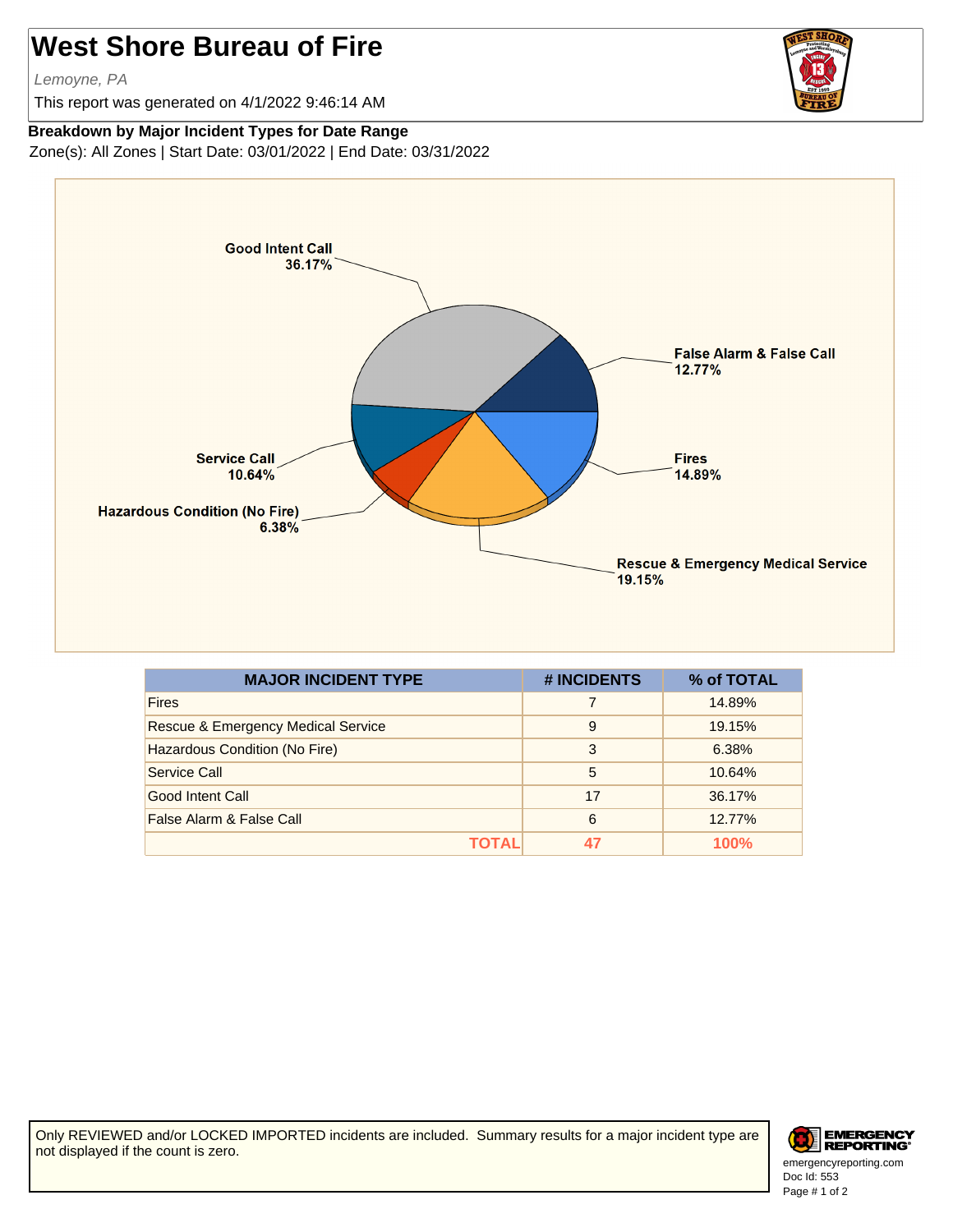# West Shore Bureau of Fire

*Lemoyne, PA*

This report was generated on 4/1/2022 9:46:14 AM

**Breakdown by Major Incident Types for Date Range**

Zone(s): All Zones | Start Date: 03/01/2022 | End Date: 03/31/2022

| MAJOR INCIDENT TYPE | # INCIDENTS | % of TOTAL |
|---|---|---|
| Fires | 7 | 14.89% |
| Rescue & Emergency Medical Service | 9 | 19.15% |
| Hazardous Condition (No Fire) | 3 | 6.38% |
| Service Call | 5 | 10.64% |
| Good Intent Call | 17 | 36.17% |
| False Alarm & False Call | 6 | 12.77% |
| **TOTAL** | **47** | **100%** |

Only REVIEWED and/or LOCKED IMPORTED incidents are included. Summary results for a major incident type are not displayed if the count is zero.

emergencyreporting.com
Doc Id: 553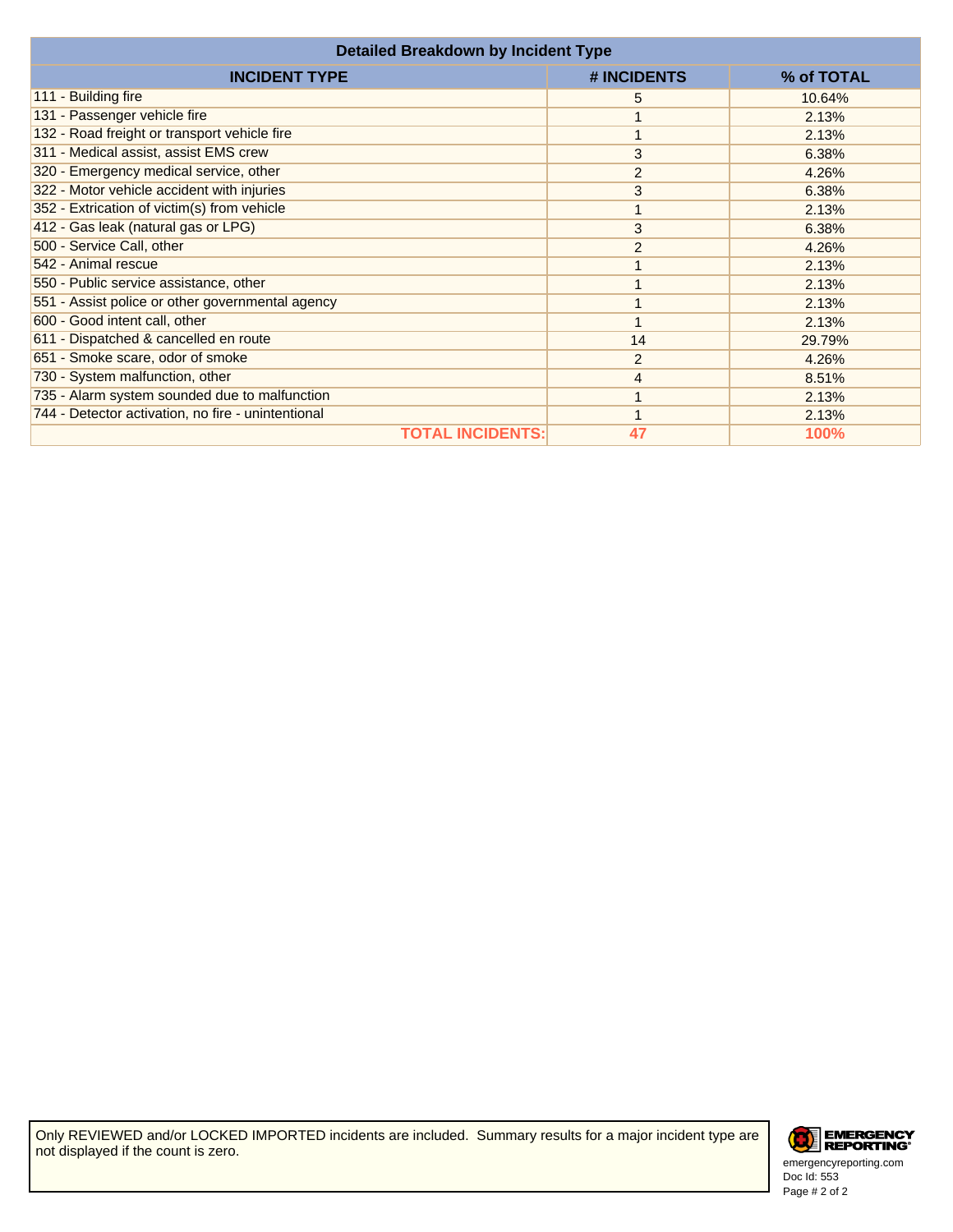## Detailed Breakdown by Incident Type

| INCIDENT TYPE | # INCIDENTS | % of TOTAL |
|---|---|---|
| 111 - Building fire | 5 | 10.64% |
| 131 - Passenger vehicle fire | 1 | 2.13% |
| 132 - Road freight or transport vehicle fire | 1 | 2.13% |
| 311 - Medical assist, assist EMS crew | 3 | 6.38% |
| 320 - Emergency medical service, other | 2 | 4.26% |
| 322 - Motor vehicle accident with injuries | 3 | 6.38% |
| 352 - Extrication of victim(s) from vehicle | 1 | 2.13% |
| 412 - Gas leak (natural gas or LPG) | 3 | 6.38% |
| 500 - Service Call, other | 2 | 4.26% |
| 542 - Animal rescue | 1 | 2.13% |
| 550 - Public service assistance, other | 1 | 2.13% |
| 551 - Assist police or other governmental agency | 1 | 2.13% |
| 600 - Good intent call, other | 1 | 2.13% |
| 611 - Dispatched & cancelled en route | 14 | 29.79% |
| 651 - Smoke scare, odor of smoke | 2 | 4.26% |
| 730 - System malfunction, other | 4 | 8.51% |
| 735 - Alarm system sounded due to malfunction | 1 | 2.13% |
| 744 - Detector activation, no fire - unintentional | 1 | 2.13% |
| **TOTAL INCIDENTS:** | **47** | **100%** |

Only REVIEWED and/or LOCKED IMPORTED incidents are included. Summary results for a major incident type are not displayed if the count is zero.

EMERGENCY REPORTING
emergencyreporting.com
Doc Id: 553